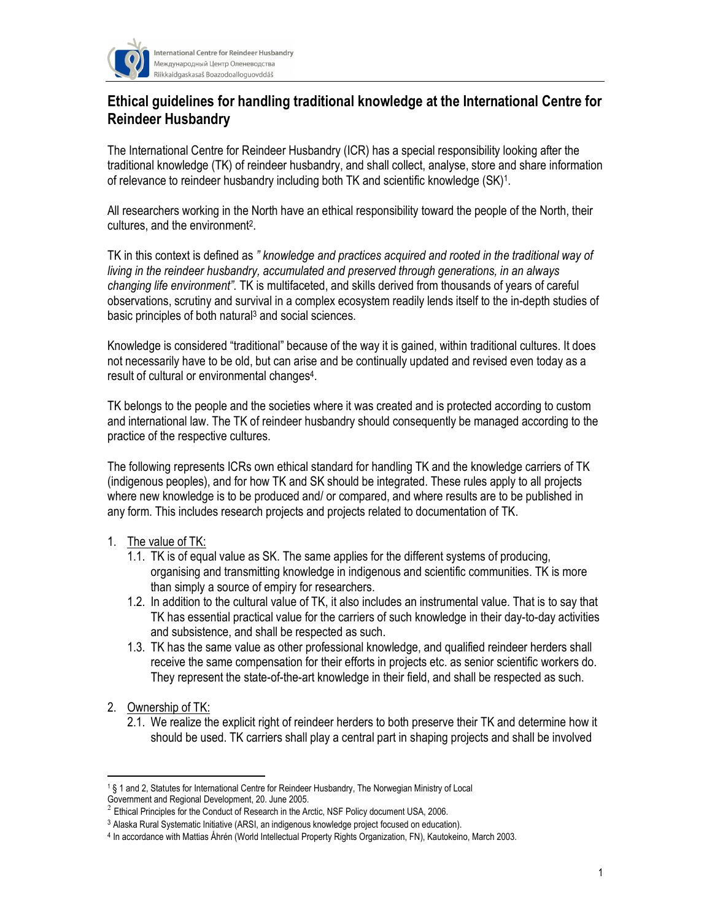# Ethical guidelines for handling traditional knowledge at the International Centre for Reindeer Husbandry

The International Centre for Reindeer Husbandry (ICR) has a special responsibility looking after the traditional knowledge (TK) of reindeer husbandry, and shall collect, analyse, store and share information of relevance to reindeer husbandry including both TK and scientific knowledge (SK)[1].

All researchers working in the North have an ethical responsibility toward the people of the North, their cultures, and the environment[2].

TK in this context is defined as *" knowledge and practices acquired and rooted in the traditional way of living in the reindeer husbandry, accumulated and preserved through generations, in an always changing life environment".* TK is multifaceted, and skills derived from thousands of years of careful observations, scrutiny and survival in a complex ecosystem readily lends itself to the in-depth studies of basic principles of both natural[3] and social sciences.

Knowledge is considered "traditional" because of the way it is gained, within traditional cultures. It does not necessarily have to be old, but can arise and be continually updated and revised even today as a result of cultural or environmental changes[4].

TK belongs to the people and the societies where it was created and is protected according to custom and international law. The TK of reindeer husbandry should consequently be managed according to the practice of the respective cultures.

The following represents ICRs own ethical standard for handling TK and the knowledge carriers of TK (indigenous peoples), and for how TK and SK should be integrated. These rules apply to all projects where new knowledge is to be produced and/ or compared, and where results are to be published in any form. This includes research projects and projects related to documentation of TK.

1. The value of TK:
   - 1.1. TK is of equal value as SK. The same applies for the different systems of producing, organising and transmitting knowledge in indigenous and scientific communities. TK is more than simply a source of empiry for researchers.
   - 1.2. In addition to the cultural value of TK, it also includes an instrumental value. That is to say that TK has essential practical value for the carriers of such knowledge in their day-to-day activities and subsistence, and shall be respected as such.
   - 1.3. TK has the same value as other professional knowledge, and qualified reindeer herders shall receive the same compensation for their efforts in projects etc. as senior scientific workers do. They represent the state-of-the-art knowledge in their field, and shall be respected as such.
2. Ownership of TK:
   - 2.1. We realize the explicit right of reindeer herders to both preserve their TK and determine how it should be used. TK carriers shall play a central part in shaping projects and shall be involved

---

[1] § 1 and 2, Statutes for International Centre for Reindeer Husbandry, The Norwegian Ministry of Local Government and Regional Development, 20. June 2005.

[2] Ethical Principles for the Conduct of Research in the Arctic, NSF Policy document USA, 2006.

[3] Alaska Rural Systematic Initiative (ARSI, an indigenous knowledge project focused on education).

[4] In accordance with Mattias Åhrén (World Intellectual Property Rights Organization, FN), Kautokeino, March 2003.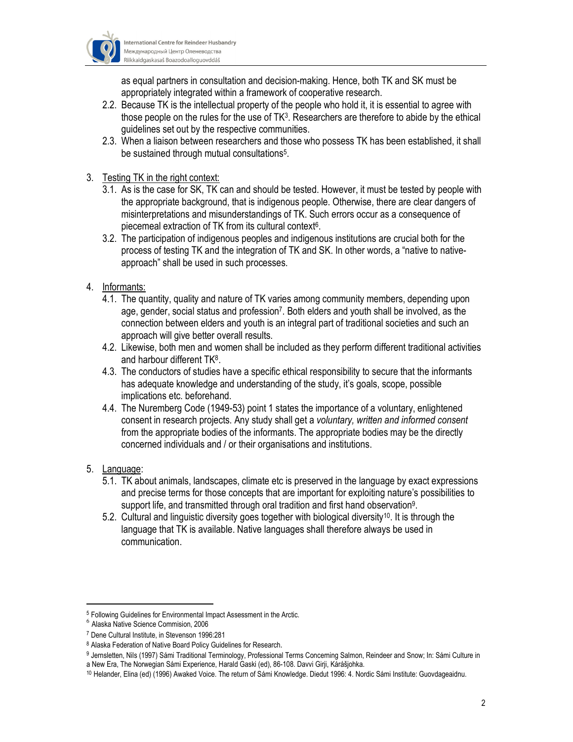as equal partners in consultation and decision-making. Hence, both TK and SK must be appropriately integrated within a framework of cooperative research.

2.2. Because TK is the intellectual property of the people who hold it, it is essential to agree with those people on the rules for the use of TK[3]. Researchers are therefore to abide by the ethical guidelines set out by the respective communities.

2.3. When a liaison between researchers and those who possess TK has been established, it shall be sustained through mutual consultations[5].

3. <u>Testing TK in the right context:</u>

3.1. As is the case for SK, TK can and should be tested. However, it must be tested by people with the appropriate background, that is indigenous people. Otherwise, there are clear dangers of misinterpretations and misunderstandings of TK. Such errors occur as a consequence of piecemeal extraction of TK from its cultural context[6].

3.2. The participation of indigenous peoples and indigenous institutions are crucial both for the process of testing TK and the integration of TK and SK. In other words, a "native to native-approach" shall be used in such processes.

4. <u>Informants:</u>

4.1. The quantity, quality and nature of TK varies among community members, depending upon age, gender, social status and profession[7]. Both elders and youth shall be involved, as the connection between elders and youth is an integral part of traditional societies and such an approach will give better overall results.

4.2. Likewise, both men and women shall be included as they perform different traditional activities and harbour different TK[8].

4.3. The conductors of studies have a specific ethical responsibility to secure that the informants has adequate knowledge and understanding of the study, it's goals, scope, possible implications etc. beforehand.

4.4. The Nuremberg Code (1949-53) point 1 states the importance of a voluntary, enlightened consent in research projects. Any study shall get a *voluntary, written and informed consent* from the appropriate bodies of the informants. The appropriate bodies may be the directly concerned individuals and / or their organisations and institutions.

5. <u>Language</u>:

5.1. TK about animals, landscapes, climate etc is preserved in the language by exact expressions and precise terms for those concepts that are important for exploiting nature's possibilities to support life, and transmitted through oral tradition and first hand observation[9].

5.2. Cultural and linguistic diversity goes together with biological diversity[10]. It is through the language that TK is available. Native languages shall therefore always be used in communication.

---

[5] Following Guidelines for Environmental Impact Assessment in the Arctic.

[6] Alaska Native Science Commision, 2006

[7] Dene Cultural Institute, in Stevenson 1996:281

[8] Alaska Federation of Native Board Policy Guidelines for Research.

[9] Jernsletten, Nils (1997) Sámi Traditional Terminology, Professional Terms Concerning Salmon, Reindeer and Snow; In: Sámi Culture in a New Era, The Norwegian Sámi Experience, Harald Gaski (ed), 86-108. Davvi Girji, Kárášjohka.

[10] Helander, Elina (ed) (1996) Awaked Voice. The return of Sámi Knowledge. Diedut 1996: 4. Nordic Sámi Institute: Guovdageaidnu.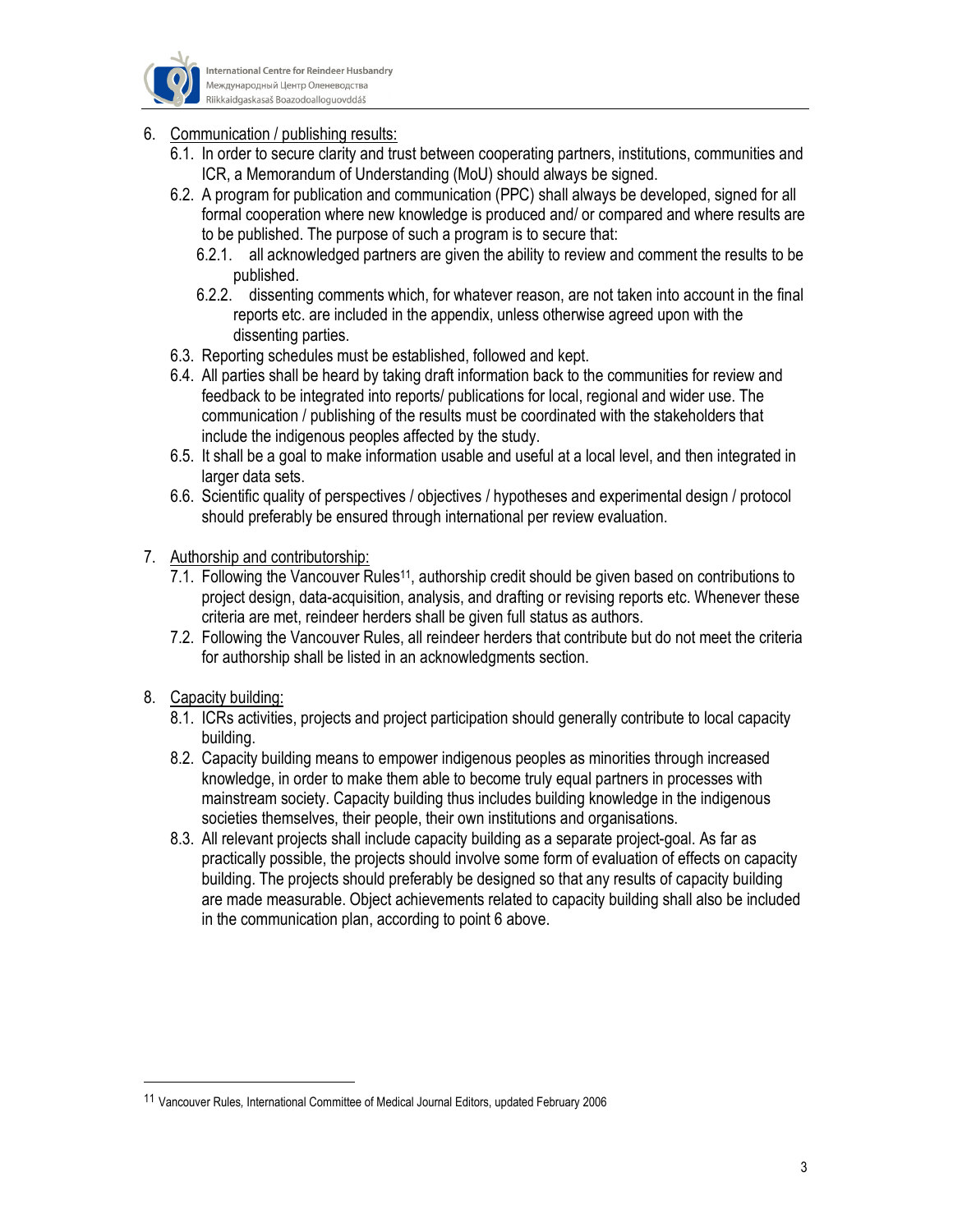6. Communication / publishing results:
   - 6.1. In order to secure clarity and trust between cooperating partners, institutions, communities and ICR, a Memorandum of Understanding (MoU) should always be signed.
   - 6.2. A program for publication and communication (PPC) shall always be developed, signed for all formal cooperation where new knowledge is produced and/ or compared and where results are to be published. The purpose of such a program is to secure that:
     - 6.2.1. all acknowledged partners are given the ability to review and comment the results to be published.
     - 6.2.2. dissenting comments which, for whatever reason, are not taken into account in the final reports etc. are included in the appendix, unless otherwise agreed upon with the dissenting parties.
   - 6.3. Reporting schedules must be established, followed and kept.
   - 6.4. All parties shall be heard by taking draft information back to the communities for review and feedback to be integrated into reports/ publications for local, regional and wider use. The communication / publishing of the results must be coordinated with the stakeholders that include the indigenous peoples affected by the study.
   - 6.5. It shall be a goal to make information usable and useful at a local level, and then integrated in larger data sets.
   - 6.6. Scientific quality of perspectives / objectives / hypotheses and experimental design / protocol should preferably be ensured through international per review evaluation.

7. Authorship and contributorship:
   - 7.1. Following the Vancouver Rules[11], authorship credit should be given based on contributions to project design, data-acquisition, analysis, and drafting or revising reports etc. Whenever these criteria are met, reindeer herders shall be given full status as authors.
   - 7.2. Following the Vancouver Rules, all reindeer herders that contribute but do not meet the criteria for authorship shall be listed in an acknowledgments section.

8. Capacity building:
   - 8.1. ICRs activities, projects and project participation should generally contribute to local capacity building.
   - 8.2. Capacity building means to empower indigenous peoples as minorities through increased knowledge, in order to make them able to become truly equal partners in processes with mainstream society. Capacity building thus includes building knowledge in the indigenous societies themselves, their people, their own institutions and organisations.
   - 8.3. All relevant projects shall include capacity building as a separate project-goal. As far as practically possible, the projects should involve some form of evaluation of effects on capacity building. The projects should preferably be designed so that any results of capacity building are made measurable. Object achievements related to capacity building shall also be included in the communication plan, according to point 6 above.

---

[11] Vancouver Rules, International Committee of Medical Journal Editors, updated February 2006